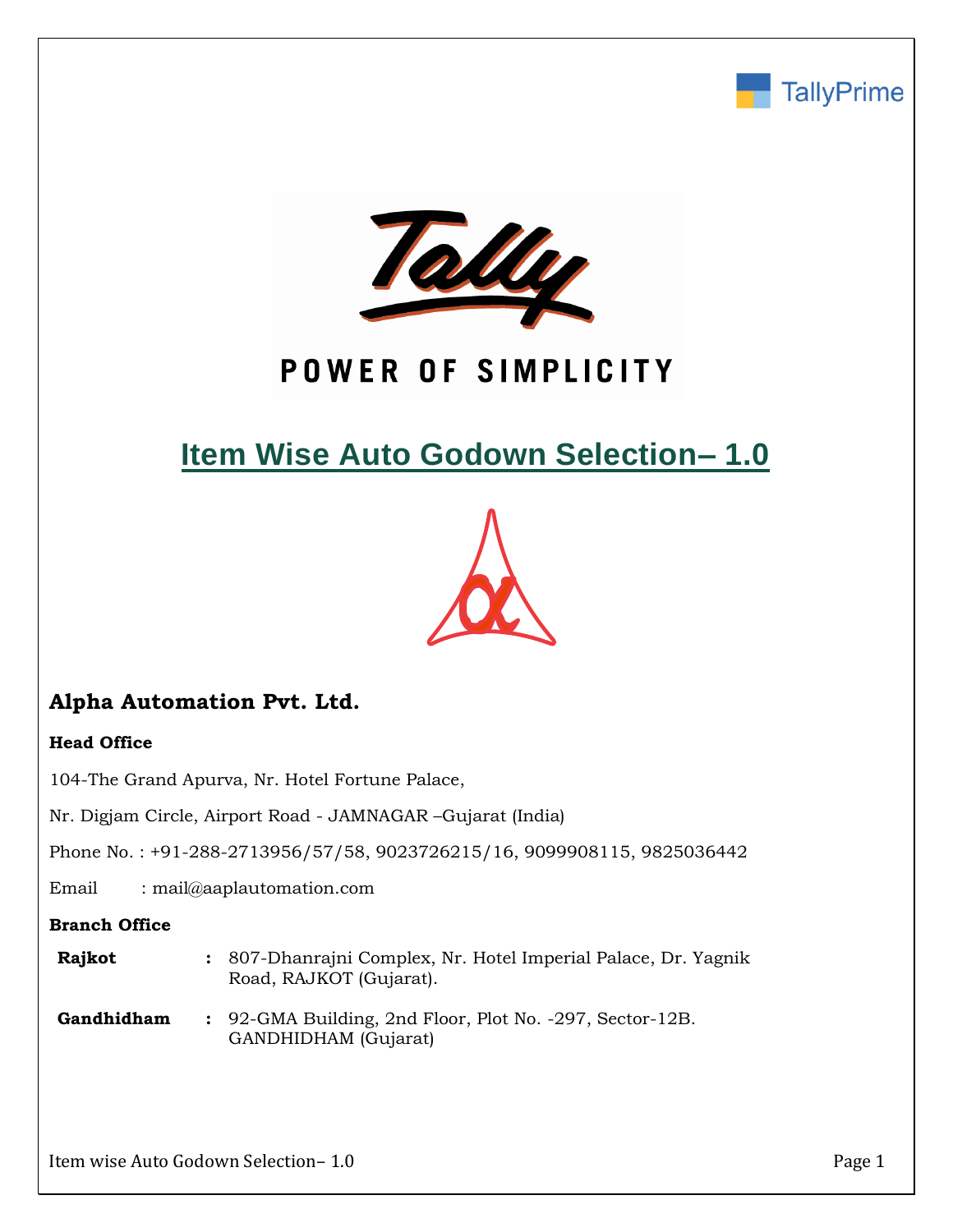# Item Wise Auto Godown Selection– 1.0

## Alpha Automation Pvt. Ltd.

**Head Office**

104-The Grand Apurva, Nr. Hotel Fortune Palace,

Nr. Digjam Circle, Airport Road - JAMNAGAR –Gujarat (India)

Phone No. : +91-288-2713956/57/58, 9023726215/16, 9099908115, 9825036442

Email : mail@aaplautomation.com

**Branch Office**

| | | |
|---|---|---|
| **Rajkot** | : | 807-Dhanrajni Complex, Nr. Hotel Imperial Palace, Dr. Yagnik Road, RAJKOT (Gujarat). |
| **Gandhidham** | : | 92-GMA Building, 2nd Floor, Plot No. -297, Sector-12B. GANDHIDHAM (Gujarat) |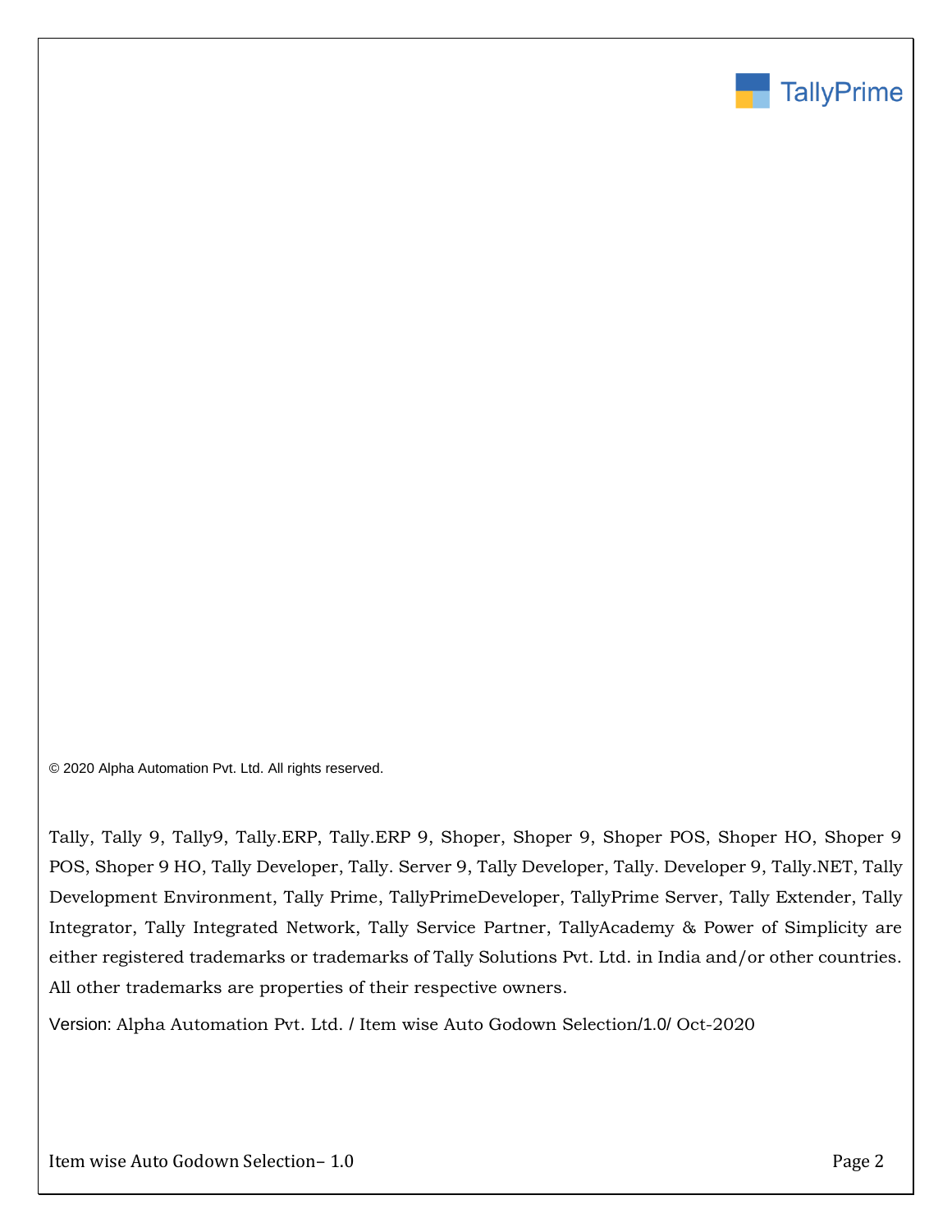© 2020 Alpha Automation Pvt. Ltd. All rights reserved.

Tally, Tally 9, Tally9, Tally.ERP, Tally.ERP 9, Shoper, Shoper 9, Shoper POS, Shoper HO, Shoper 9 POS, Shoper 9 HO, Tally Developer, Tally. Server 9, Tally Developer, Tally. Developer 9, Tally.NET, Tally Development Environment, Tally Prime, TallyPrimeDeveloper, TallyPrime Server, Tally Extender, Tally Integrator, Tally Integrated Network, Tally Service Partner, TallyAcademy & Power of Simplicity are either registered trademarks or trademarks of Tally Solutions Pvt. Ltd. in India and/or other countries. All other trademarks are properties of their respective owners.

Version: Alpha Automation Pvt. Ltd. / Item wise Auto Godown Selection/1.0/ Oct-2020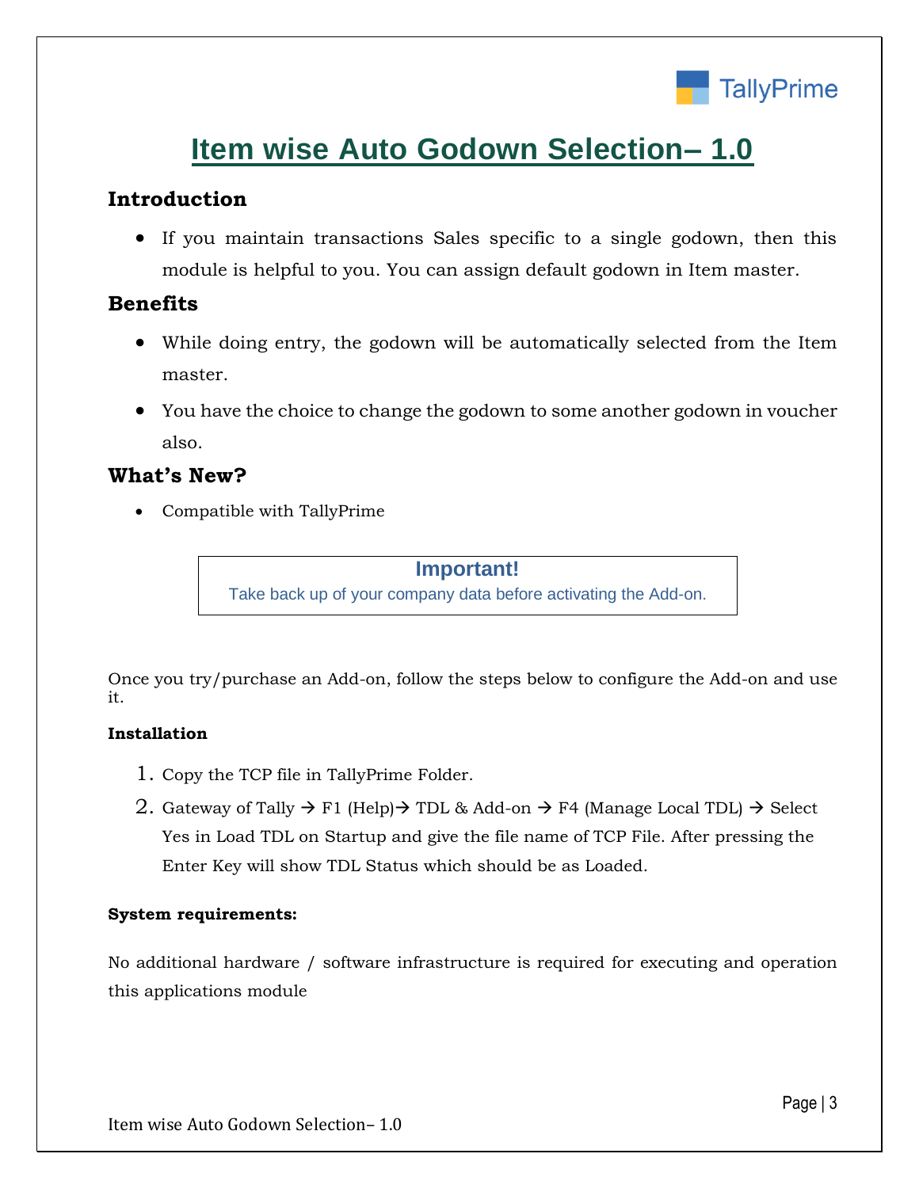# Item wise Auto Godown Selection– 1.0

## Introduction

- If you maintain transactions Sales specific to a single godown, then this module is helpful to you. You can assign default godown in Item master.

## Benefits

- While doing entry, the godown will be automatically selected from the Item master.
- You have the choice to change the godown to some another godown in voucher also.

## What's New?

- Compatible with TallyPrime

> **Important!**
> Take back up of your company data before activating the Add-on.

Once you try/purchase an Add-on, follow the steps below to configure the Add-on and use it.

**Installation**

1. Copy the TCP file in TallyPrime Folder.
2. Gateway of Tally → F1 (Help)→ TDL & Add-on → F4 (Manage Local TDL) → Select Yes in Load TDL on Startup and give the file name of TCP File. After pressing the Enter Key will show TDL Status which should be as Loaded.

**System requirements:**

No additional hardware / software infrastructure is required for executing and operation this applications module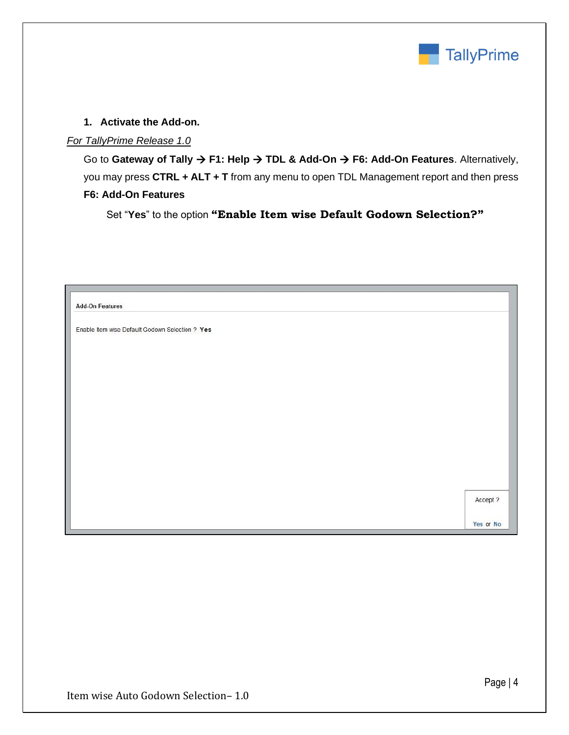1. **Activate the Add-on.**

*For TallyPrime Release 1.0*

Go to **Gateway of Tally → F1: Help → TDL & Add-On → F6: Add-On Features**. Alternatively, you may press **CTRL + ALT + T** from any menu to open TDL Management report and then press **F6: Add-On Features**

Set "**Yes**" to the option **"Enable Item wise Default Godown Selection?"**

Add-On Features

Enable Item wise Default Godown Selection ? **Yes**

Accept ?

Yes or No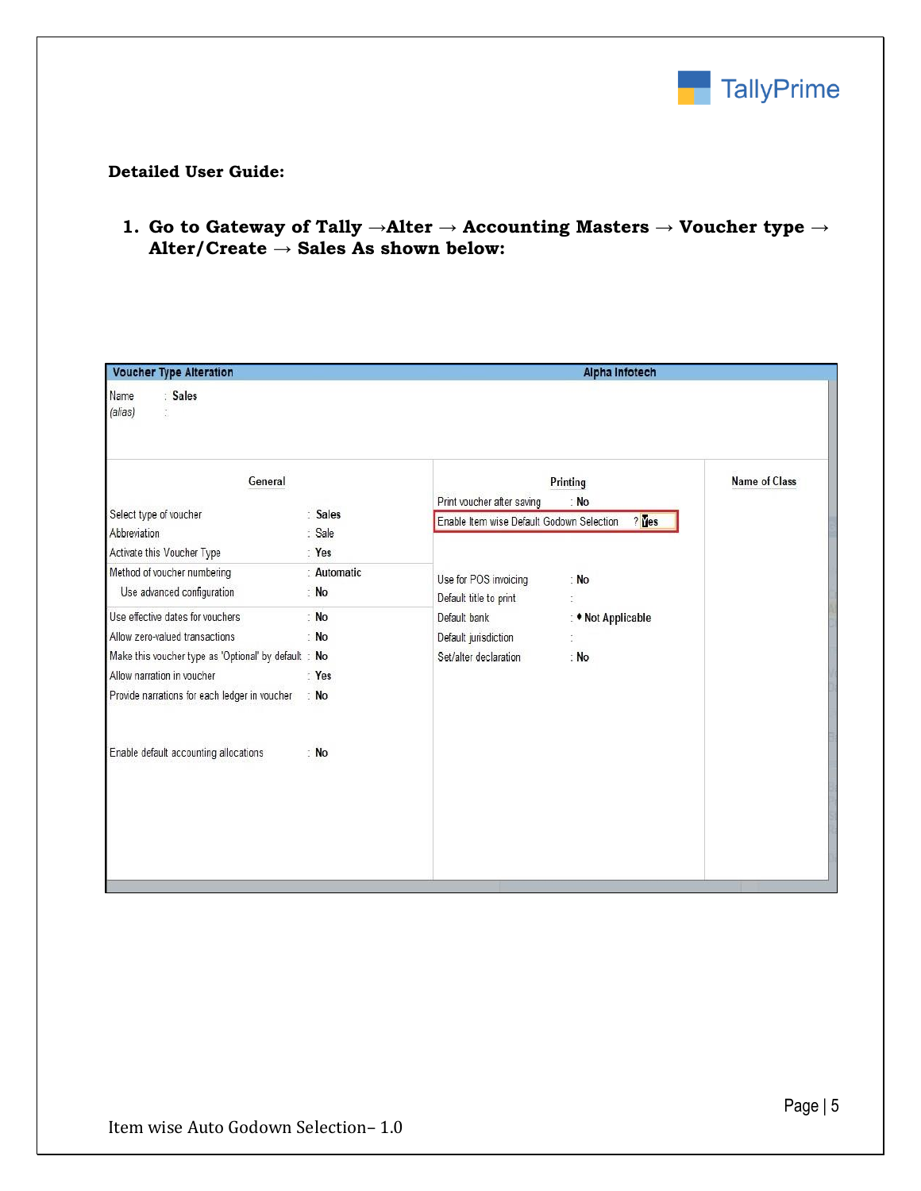**Detailed User Guide:**

1. **Go to Gateway of Tally →Alter → Accounting Masters → Voucher type → Alter/Create → Sales As shown below:**

**Voucher Type Alteration** — **Alpha Infotech**

Name : **Sales**
*(alias)* :

| General | | Printing | | Name of Class |
|---|---|---|---|---|
| Select type of voucher | Sales | Print voucher after saving | No | |
| Abbreviation | Sale | Enable Item wise Default Godown Selection | Yes | |
| Activate this Voucher Type | Yes | | | |
| Method of voucher numbering | Automatic | Use for POS invoicing | No | |
| Use advanced configuration | No | Default title to print | | |
| Use effective dates for vouchers | No | Default bank | ♦ Not Applicable | |
| Allow zero-valued transactions | No | Default jurisdiction | | |
| Make this voucher type as 'Optional' by default | No | Set/alter declaration | No | |
| Allow narration in voucher | Yes | | | |
| Provide narrations for each ledger in voucher | No | | | |
| Enable default accounting allocations | No | | | |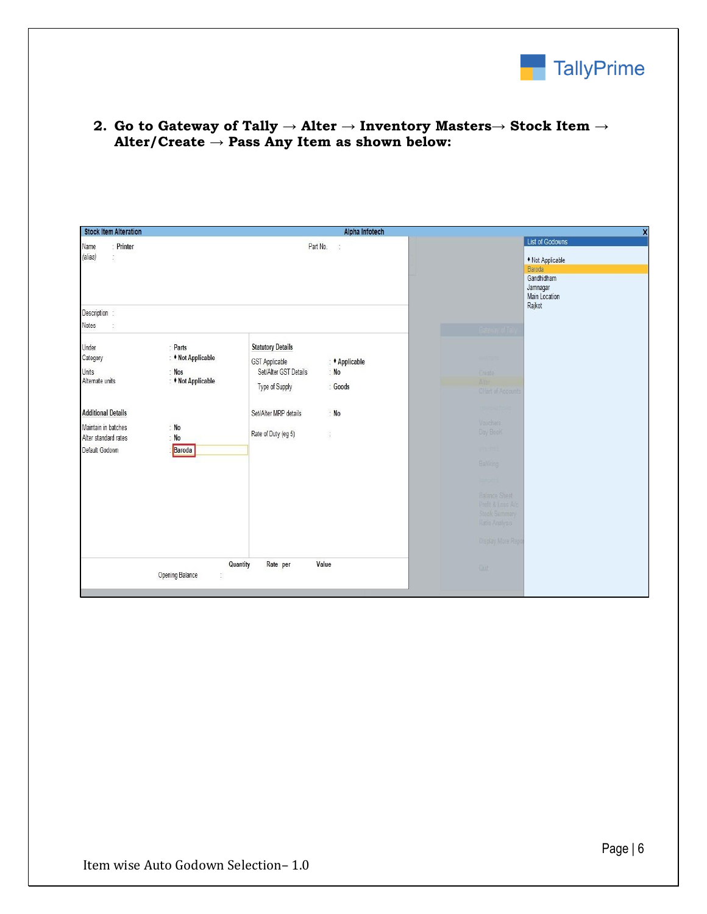2. **Go to Gateway of Tally → Alter → Inventory Masters→ Stock Item → Alter/Create → Pass Any Item as shown below:**

**Stock Item Alteration** — Alpha Infotech

Name : Printer — Part No. :
(alias) :

Description :
Notes :

| Field | Value |
|---|---|
| Under | Parts |
| Category | ♦ Not Applicable |
| Units | Nos |
| Alternate units | ♦ Not Applicable |

**Additional Details**

| Field | Value |
|---|---|
| Maintain in batches | No |
| Alter standard rates | No |
| Default Godown | Baroda |

**Statutory Details**

| Field | Value |
|---|---|
| GST Applicable | ♦ Applicable |
| Set/Alter GST Details | No |
| Type of Supply | Goods |
| Set/Alter MRP details | No |
| Rate of Duty (eg 5) | |

| | Quantity | Rate | per | Value |
|---|---|---|---|---|
| Opening Balance | | | | |

**List of Godowns**

- ♦ Not Applicable
- Baroda
- Gandhidham
- Jamnagar
- Main Location
- Rajkot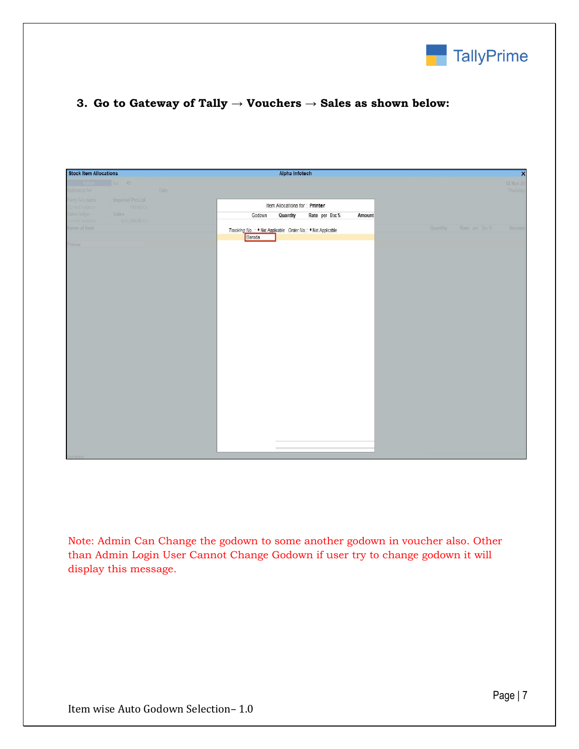3. **Go to Gateway of Tally → Vouchers → Sales as shown below:**

Note: Admin Can Change the godown to some another godown in voucher also. Other than Admin Login User Cannot Change Godown if user try to change godown it will display this message.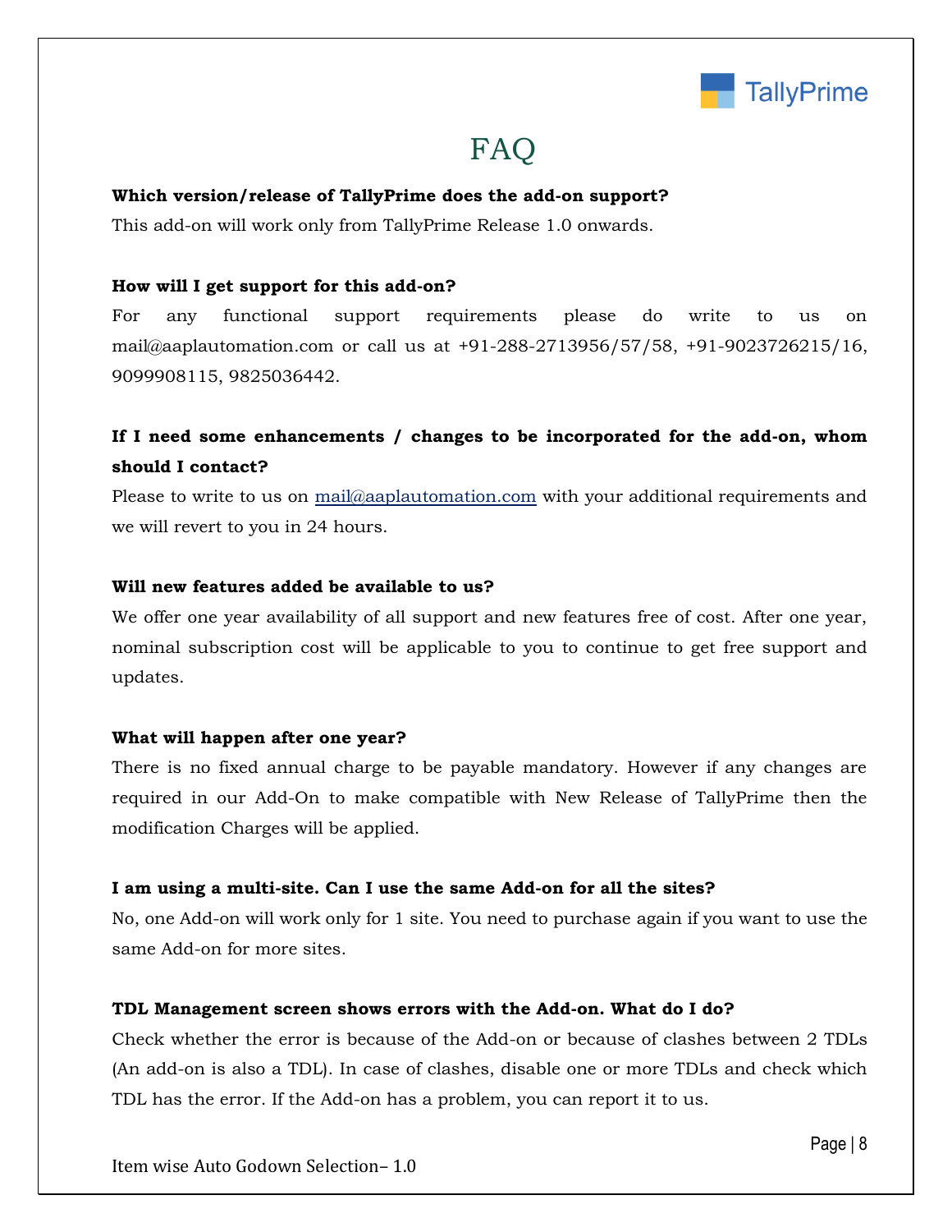# FAQ

**Which version/release of TallyPrime does the add-on support?**

This add-on will work only from TallyPrime Release 1.0 onwards.

**How will I get support for this add-on?**

For any functional support requirements please do write to us on mail@aaplautomation.com or call us at +91-288-2713956/57/58, +91-9023726215/16, 9099908115, 9825036442.

**If I need some enhancements / changes to be incorporated for the add-on, whom should I contact?**

Please to write to us on mail@aaplautomation.com with your additional requirements and we will revert to you in 24 hours.

**Will new features added be available to us?**

We offer one year availability of all support and new features free of cost. After one year, nominal subscription cost will be applicable to you to continue to get free support and updates.

**What will happen after one year?**

There is no fixed annual charge to be payable mandatory. However if any changes are required in our Add-On to make compatible with New Release of TallyPrime then the modification Charges will be applied.

**I am using a multi-site. Can I use the same Add-on for all the sites?**

No, one Add-on will work only for 1 site. You need to purchase again if you want to use the same Add-on for more sites.

**TDL Management screen shows errors with the Add-on. What do I do?**

Check whether the error is because of the Add-on or because of clashes between 2 TDLs (An add-on is also a TDL). In case of clashes, disable one or more TDLs and check which TDL has the error. If the Add-on has a problem, you can report it to us.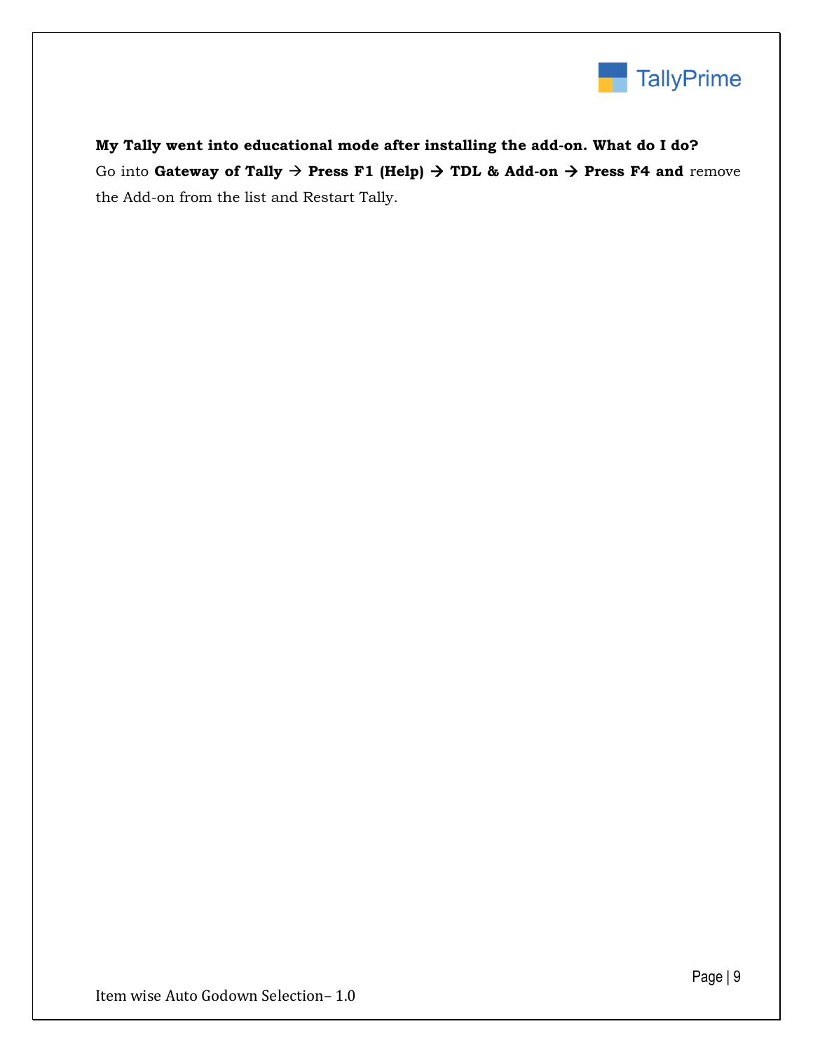**My Tally went into educational mode after installing the add-on. What do I do?**

Go into **Gateway of Tally → Press F1 (Help) → TDL & Add-on → Press F4 and** remove the Add-on from the list and Restart Tally.